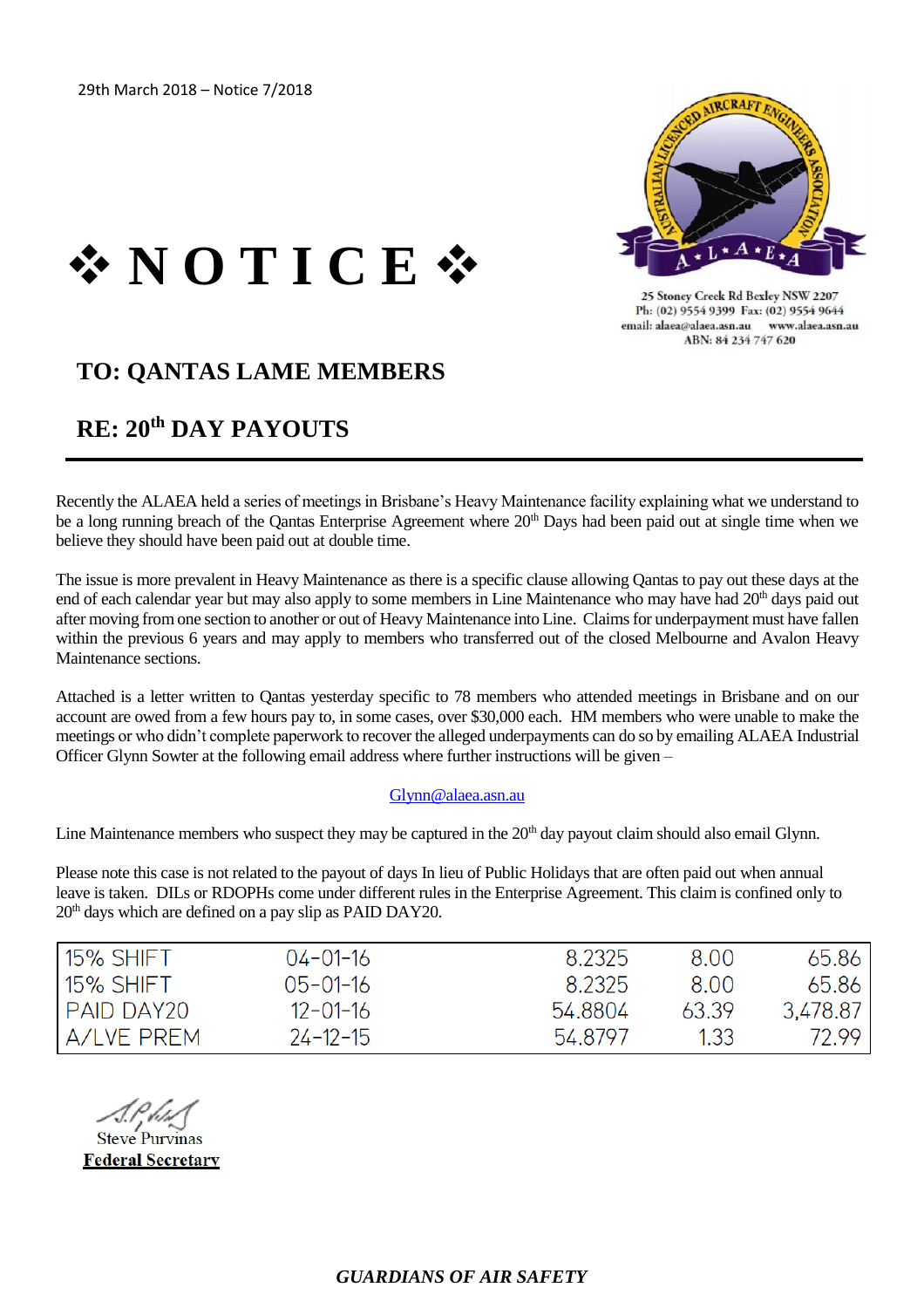29th March 2018 – Notice 7/2018

# ❖ NOTICE ❖

25 Stoney Creek Rd Bexley NSW 2207
Ph: (02) 9554 9399 Fax: (02) 9554 9644
email: alaea@alaea.asn.au www.alaea.asn.au
ABN: 84 234 747 620

## TO: QANTAS LAME MEMBERS

## RE: 20th DAY PAYOUTS

---

Recently the ALAEA held a series of meetings in Brisbane's Heavy Maintenance facility explaining what we understand to be a long running breach of the Qantas Enterprise Agreement where 20th Days had been paid out at single time when we believe they should have been paid out at double time.

The issue is more prevalent in Heavy Maintenance as there is a specific clause allowing Qantas to pay out these days at the end of each calendar year but may also apply to some members in Line Maintenance who may have had 20th days paid out after moving from one section to another or out of Heavy Maintenance into Line. Claims for underpayment must have fallen within the previous 6 years and may apply to members who transferred out of the closed Melbourne and Avalon Heavy Maintenance sections.

Attached is a letter written to Qantas yesterday specific to 78 members who attended meetings in Brisbane and on our account are owed from a few hours pay to, in some cases, over $30,000 each. HM members who were unable to make the meetings or who didn't complete paperwork to recover the alleged underpayments can do so by emailing ALAEA Industrial Officer Glynn Sowter at the following email address where further instructions will be given –

Glynn@alaea.asn.au

Line Maintenance members who suspect they may be captured in the 20th day payout claim should also email Glynn.

Please note this case is not related to the payout of days In lieu of Public Holidays that are often paid out when annual leave is taken. DILs or RDOPHs come under different rules in the Enterprise Agreement. This claim is confined only to 20th days which are defined on a pay slip as PAID DAY20.

| | | | | |
|---|---|---|---|---|
| 15% SHIFT | 04-01-16 | 8.2325 | 8.00 | 65.86 |
| 15% SHIFT | 05-01-16 | 8.2325 | 8.00 | 65.86 |
| PAID DAY20 | 12-01-16 | 54.8804 | 63.39 | 3,478.87 |
| A/LVE PREM | 24-12-15 | 54.8797 | 1.33 | 72.99 |

Steve Purvinas
**Federal Secretary**

*GUARDIANS OF AIR SAFETY*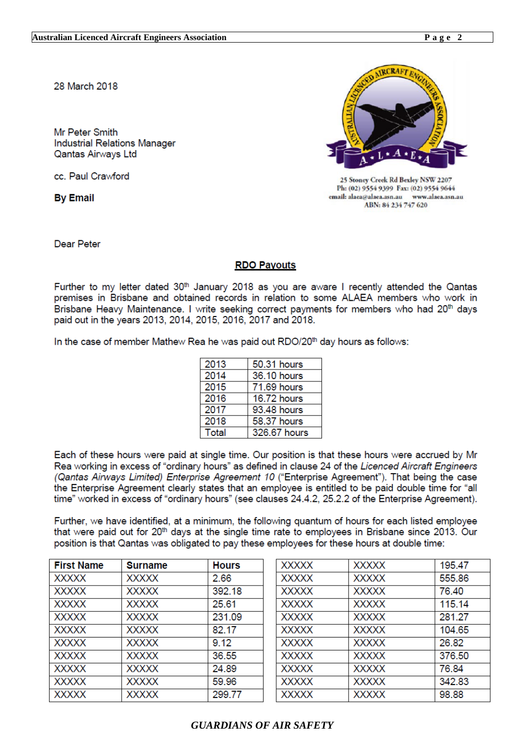28 March 2018

Mr Peter Smith
Industrial Relations Manager
Qantas Airways Ltd

cc. Paul Crawford

**By Email**

25 Stoney Creek Rd Bexley NSW 2207
Ph: (02) 9554 9399 Fax: (02) 9554 9644
email: alaea@alaea.asn.au www.alaea.asn.au
ABN: 84 234 747 620

Dear Peter

**RDO Payouts**

Further to my letter dated 30th January 2018 as you are aware I recently attended the Qantas premises in Brisbane and obtained records in relation to some ALAEA members who work in Brisbane Heavy Maintenance. I write seeking correct payments for members who had 20th days paid out in the years 2013, 2014, 2015, 2016, 2017 and 2018.

In the case of member Mathew Rea he was paid out RDO/20th day hours as follows:

| Year | Hours |
|---|---|
| 2013 | 50.31 hours |
| 2014 | 36.10 hours |
| 2015 | 71.69 hours |
| 2016 | 16.72 hours |
| 2017 | 93.48 hours |
| 2018 | 58.37 hours |
| Total | 326.67 hours |

Each of these hours were paid at single time. Our position is that these hours were accrued by Mr Rea working in excess of "ordinary hours" as defined in clause 24 of the *Licenced Aircraft Engineers (Qantas Airways Limited) Enterprise Agreement 10* ("Enterprise Agreement"). That being the case the Enterprise Agreement clearly states that an employee is entitled to be paid double time for "all time" worked in excess of "ordinary hours" (see clauses 24.4.2, 25.2.2 of the Enterprise Agreement).

Further, we have identified, at a minimum, the following quantum of hours for each listed employee that were paid out for 20th days at the single time rate to employees in Brisbane since 2013. Our position is that Qantas was obligated to pay these employees for these hours at double time:

| First Name | Surname | Hours |
|---|---|---|
| XXXXX | XXXXX | 2.66 |
| XXXXX | XXXXX | 392.18 |
| XXXXX | XXXXX | 25.61 |
| XXXXX | XXXXX | 231.09 |
| XXXXX | XXXXX | 82.17 |
| XXXXX | XXXXX | 9.12 |
| XXXXX | XXXXX | 36.55 |
| XXXXX | XXXXX | 24.89 |
| XXXXX | XXXXX | 59.96 |
| XXXXX | XXXXX | 299.77 |
| XXXXX | XXXXX | 195.47 |
| XXXXX | XXXXX | 555.86 |
| XXXXX | XXXXX | 76.40 |
| XXXXX | XXXXX | 115.14 |
| XXXXX | XXXXX | 281.27 |
| XXXXX | XXXXX | 104.65 |
| XXXXX | XXXXX | 26.82 |
| XXXXX | XXXXX | 376.50 |
| XXXXX | XXXXX | 76.84 |
| XXXXX | XXXXX | 342.83 |
| XXXXX | XXXXX | 98.88 |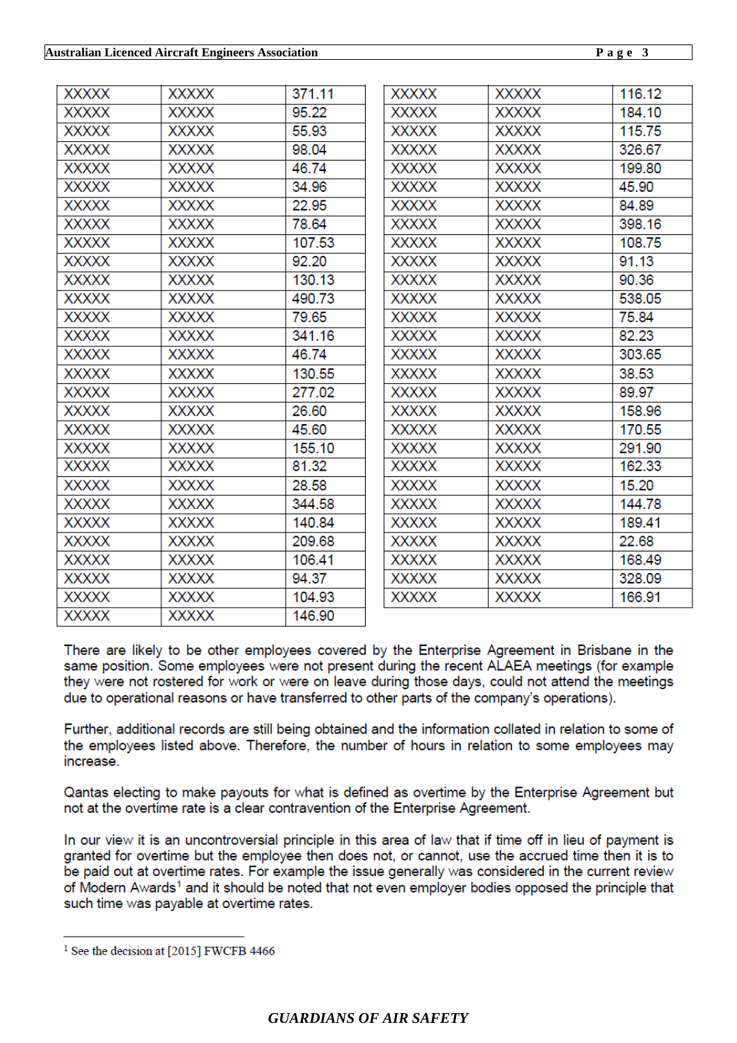| XXXXX | XXXXX | 371.11 |
|---|---|---|
| XXXXX | XXXXX | 95.22 |
| XXXXX | XXXXX | 55.93 |
| XXXXX | XXXXX | 98.04 |
| XXXXX | XXXXX | 46.74 |
| XXXXX | XXXXX | 34.96 |
| XXXXX | XXXXX | 22.95 |
| XXXXX | XXXXX | 78.64 |
| XXXXX | XXXXX | 107.53 |
| XXXXX | XXXXX | 92.20 |
| XXXXX | XXXXX | 130.13 |
| XXXXX | XXXXX | 490.73 |
| XXXXX | XXXXX | 79.65 |
| XXXXX | XXXXX | 341.16 |
| XXXXX | XXXXX | 46.74 |
| XXXXX | XXXXX | 130.55 |
| XXXXX | XXXXX | 277.02 |
| XXXXX | XXXXX | 26.60 |
| XXXXX | XXXXX | 45.60 |
| XXXXX | XXXXX | 155.10 |
| XXXXX | XXXXX | 81.32 |
| XXXXX | XXXXX | 28.58 |
| XXXXX | XXXXX | 344.58 |
| XXXXX | XXXXX | 140.84 |
| XXXXX | XXXXX | 209.68 |
| XXXXX | XXXXX | 106.41 |
| XXXXX | XXXXX | 94.37 |
| XXXXX | XXXXX | 104.93 |
| XXXXX | XXXXX | 146.90 |
| XXXXX | XXXXX | 116.12 |
| XXXXX | XXXXX | 184.10 |
| XXXXX | XXXXX | 115.75 |
| XXXXX | XXXXX | 326.67 |
| XXXXX | XXXXX | 199.80 |
| XXXXX | XXXXX | 45.90 |
| XXXXX | XXXXX | 84.89 |
| XXXXX | XXXXX | 398.16 |
| XXXXX | XXXXX | 108.75 |
| XXXXX | XXXXX | 91.13 |
| XXXXX | XXXXX | 90.36 |
| XXXXX | XXXXX | 538.05 |
| XXXXX | XXXXX | 75.84 |
| XXXXX | XXXXX | 82.23 |
| XXXXX | XXXXX | 303.65 |
| XXXXX | XXXXX | 38.53 |
| XXXXX | XXXXX | 89.97 |
| XXXXX | XXXXX | 158.96 |
| XXXXX | XXXXX | 170.55 |
| XXXXX | XXXXX | 291.90 |
| XXXXX | XXXXX | 162.33 |
| XXXXX | XXXXX | 15.20 |
| XXXXX | XXXXX | 144.78 |
| XXXXX | XXXXX | 189.41 |
| XXXXX | XXXXX | 22.68 |
| XXXXX | XXXXX | 168.49 |
| XXXXX | XXXXX | 328.09 |
| XXXXX | XXXXX | 166.91 |

There are likely to be other employees covered by the Enterprise Agreement in Brisbane in the same position. Some employees were not present during the recent ALAEA meetings (for example they were not rostered for work or were on leave during those days, could not attend the meetings due to operational reasons or have transferred to other parts of the company's operations).

Further, additional records are still being obtained and the information collated in relation to some of the employees listed above. Therefore, the number of hours in relation to some employees may increase.

Qantas electing to make payouts for what is defined as overtime by the Enterprise Agreement but not at the overtime rate is a clear contravention of the Enterprise Agreement.

In our view it is an uncontroversial principle in this area of law that if time off in lieu of payment is granted for overtime but the employee then does not, or cannot, use the accrued time then it is to be paid out at overtime rates. For example the issue generally was considered in the current review of Modern Awards[1] and it should be noted that not even employer bodies opposed the principle that such time was payable at overtime rates.

[1] See the decision at [2015] FWCFB 4466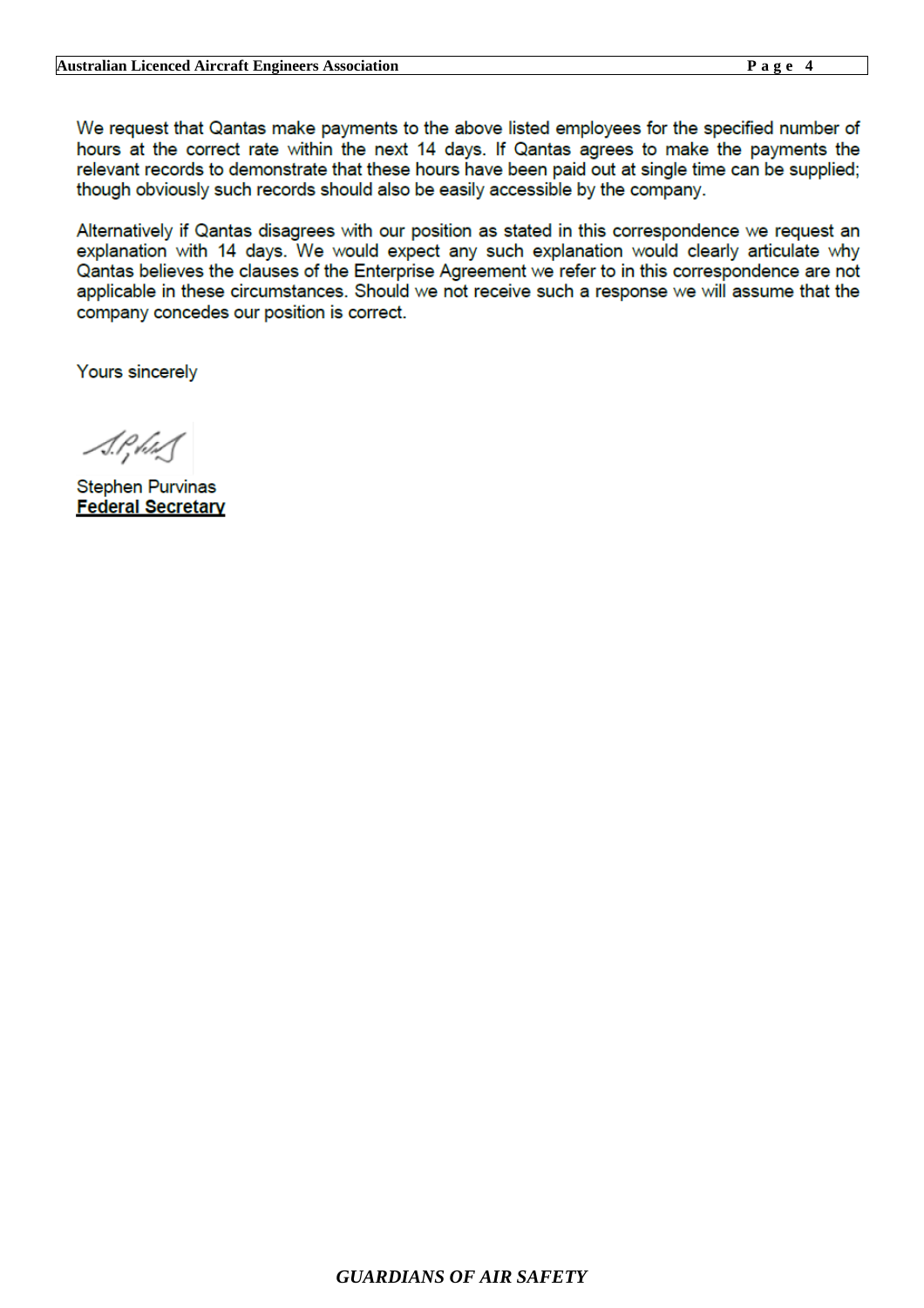We request that Qantas make payments to the above listed employees for the specified number of hours at the correct rate within the next 14 days. If Qantas agrees to make the payments the relevant records to demonstrate that these hours have been paid out at single time can be supplied; though obviously such records should also be easily accessible by the company.

Alternatively if Qantas disagrees with our position as stated in this correspondence we request an explanation with 14 days. We would expect any such explanation would clearly articulate why Qantas believes the clauses of the Enterprise Agreement we refer to in this correspondence are not applicable in these circumstances. Should we not receive such a response we will assume that the company concedes our position is correct.

Yours sincerely

Stephen Purvinas
**Federal Secretary**